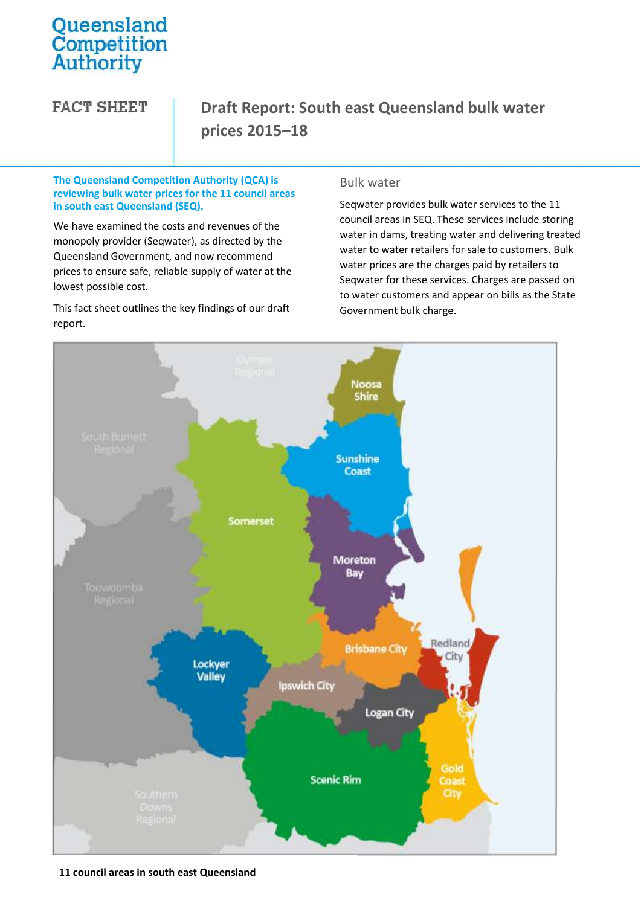Queensland Competition Authority

FACT SHEET

# Draft Report: South east Queensland bulk water prices 2015–18

**The Queensland Competition Authority (QCA) is reviewing bulk water prices for the 11 council areas in south east Queensland (SEQ).**

We have examined the costs and revenues of the monopoly provider (Seqwater), as directed by the Queensland Government, and now recommend prices to ensure safe, reliable supply of water at the lowest possible cost.

This fact sheet outlines the key findings of our draft report.

## Bulk water

Seqwater provides bulk water services to the 11 council areas in SEQ. These services include storing water in dams, treating water and delivering treated water to water retailers for sale to customers. Bulk water prices are the charges paid by retailers to Seqwater for these services. Charges are passed on to water customers and appear on bills as the State Government bulk charge.

**11 council areas in south east Queensland**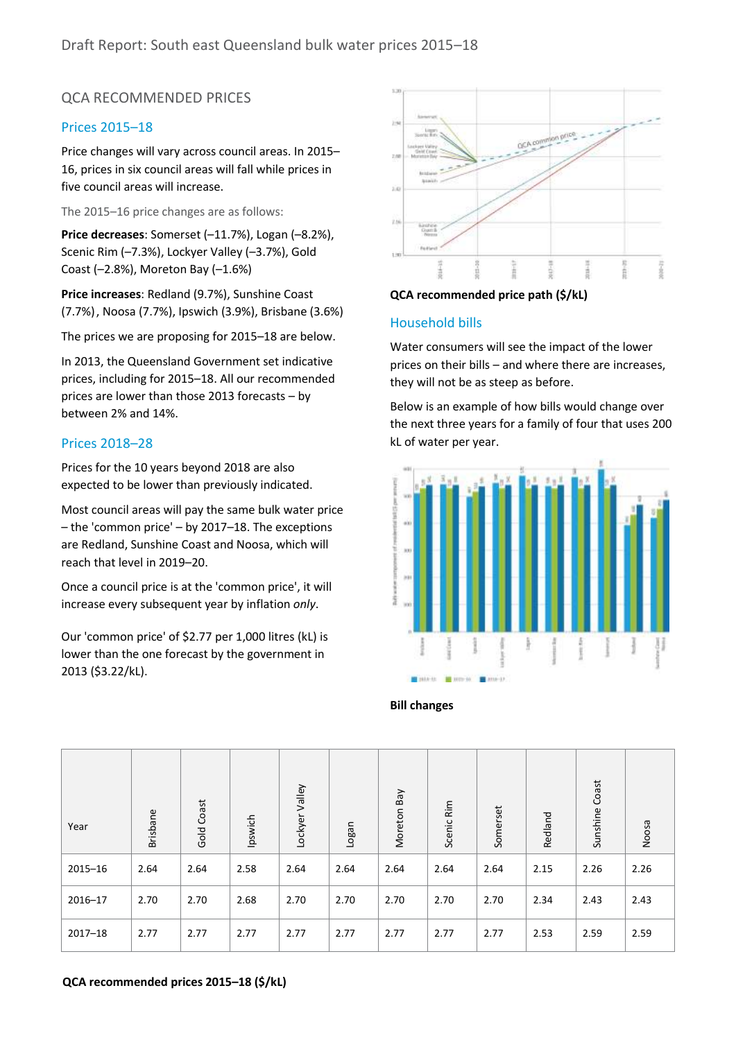## QCA RECOMMENDED PRICES

### Prices 2015–18

Price changes will vary across council areas. In 2015–16, prices in six council areas will fall while prices in five council areas will increase.

The 2015–16 price changes are as follows:

**Price decreases**: Somerset (–11.7%), Logan (–8.2%), Scenic Rim (–7.3%), Lockyer Valley (–3.7%), Gold Coast (–2.8%), Moreton Bay (–1.6%)

**Price increases**: Redland (9.7%), Sunshine Coast (7.7%), Noosa (7.7%), Ipswich (3.9%), Brisbane (3.6%)

The prices we are proposing for 2015–18 are below.

In 2013, the Queensland Government set indicative prices, including for 2015–18. All our recommended prices are lower than those 2013 forecasts – by between 2% and 14%.

### Prices 2018–28

Prices for the 10 years beyond 2018 are also expected to be lower than previously indicated.

Most council areas will pay the same bulk water price – the 'common price' – by 2017–18. The exceptions are Redland, Sunshine Coast and Noosa, which will reach that level in 2019–20.

Once a council price is at the 'common price', it will increase every subsequent year by inflation *only*.

Our 'common price' of $2.77 per 1,000 litres (kL) is lower than the one forecast by the government in 2013 ($3.22/kL).

**QCA recommended price path ($/kL)**

### Household bills

Water consumers will see the impact of the lower prices on their bills – and where there are increases, they will not be as steep as before.

Below is an example of how bills would change over the next three years for a family of four that uses 200 kL of water per year.

**Bill changes**

| Year | Brisbane | Gold Coast | Ipswich | Lockyer Valley | Logan | Moreton Bay | Scenic Rim | Somerset | Redland | Sunshine Coast | Noosa |
|---|---|---|---|---|---|---|---|---|---|---|---|
| 2015–16 | 2.64 | 2.64 | 2.58 | 2.64 | 2.64 | 2.64 | 2.64 | 2.64 | 2.15 | 2.26 | 2.26 |
| 2016–17 | 2.70 | 2.70 | 2.68 | 2.70 | 2.70 | 2.70 | 2.70 | 2.70 | 2.34 | 2.43 | 2.43 |
| 2017–18 | 2.77 | 2.77 | 2.77 | 2.77 | 2.77 | 2.77 | 2.77 | 2.77 | 2.53 | 2.59 | 2.59 |

**QCA recommended prices 2015–18 ($/kL)**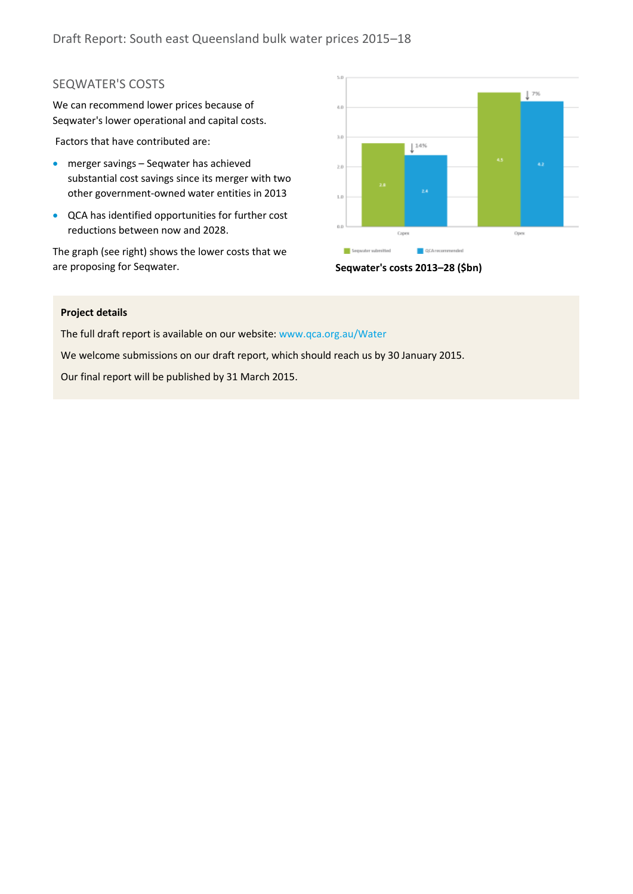## SEQWATER'S COSTS

We can recommend lower prices because of Seqwater's lower operational and capital costs.

Factors that have contributed are:

- merger savings – Seqwater has achieved substantial cost savings since its merger with two other government-owned water entities in 2013
- QCA has identified opportunities for further cost reductions between now and 2028.

The graph (see right) shows the lower costs that we are proposing for Seqwater.

5.0
4.0
3.0
2.0
1.0
0.0

14%
2.8
2.4
Capex

7%
4.5
4.2
Opex

Seqwater submitted
QCA recommended

**Seqwater's costs 2013–28 ($bn)**

**Project details**

The full draft report is available on our website: www.qca.org.au/Water

We welcome submissions on our draft report, which should reach us by 30 January 2015.

Our final report will be published by 31 March 2015.